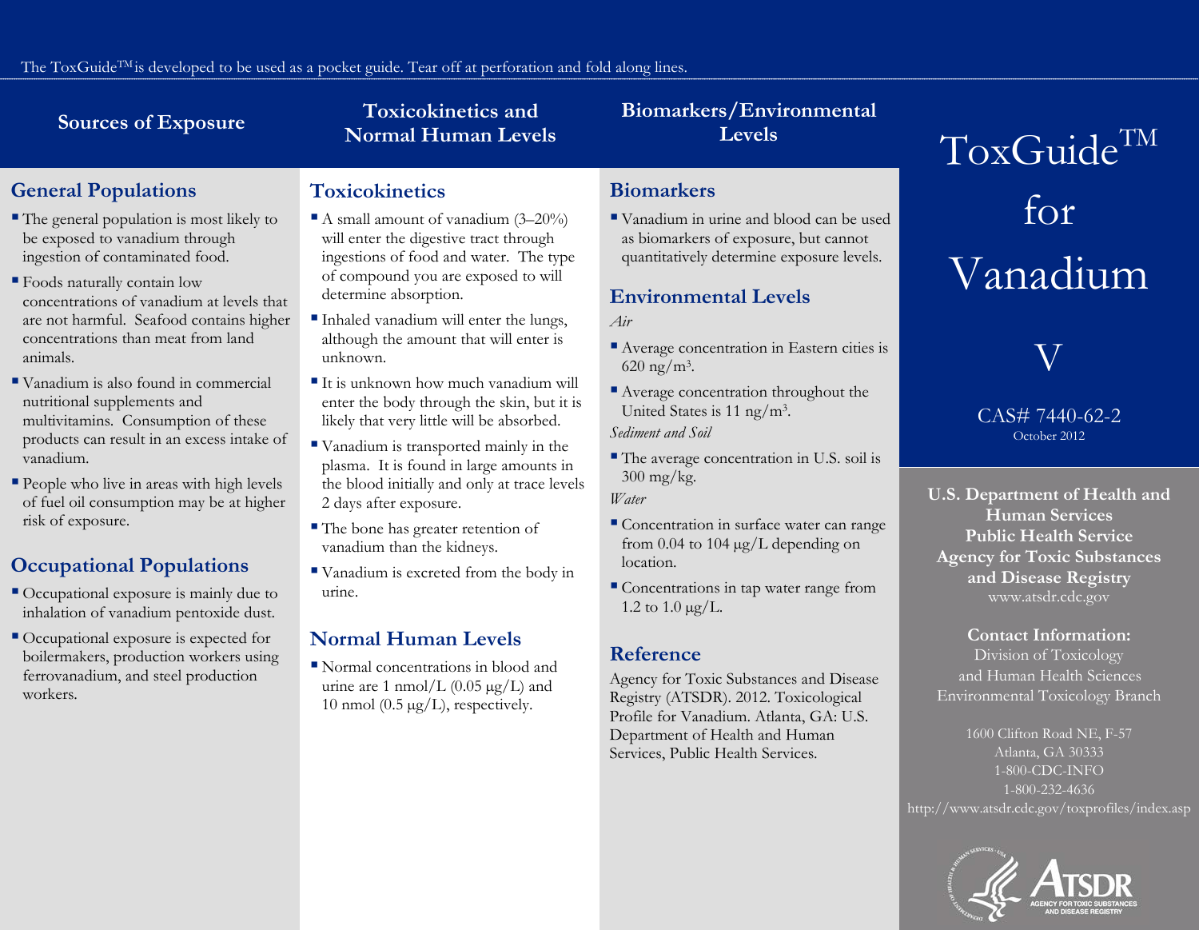The ToxGuide™ is developed to be used as a pocket guide. Tear off at perforation and fold along lines.

# ToxGuide™ for Vanadium

V

CAS# 7440-62-2

October 2012

## Sources of Exposure

### General Populations

- The general population is most likely to be exposed to vanadium through ingestion of contaminated food.
- Foods naturally contain low concentrations of vanadium at levels that are not harmful. Seafood contains higher concentrations than meat from land animals.
- Vanadium is also found in commercial nutritional supplements and multivitamins. Consumption of these products can result in an excess intake of vanadium.
- People who live in areas with high levels of fuel oil consumption may be at higher risk of exposure.

### Occupational Populations

- Occupational exposure is mainly due to inhalation of vanadium pentoxide dust.
- Occupational exposure is expected for boilermakers, production workers using ferrovanadium, and steel production workers.

## Toxicokinetics and Normal Human Levels

### Toxicokinetics

- A small amount of vanadium (3–20%) will enter the digestive tract through ingestions of food and water. The type of compound you are exposed to will determine absorption.
- Inhaled vanadium will enter the lungs, although the amount that will enter is unknown.
- It is unknown how much vanadium will enter the body through the skin, but it is likely that very little will be absorbed.
- Vanadium is transported mainly in the plasma. It is found in large amounts in the blood initially and only at trace levels 2 days after exposure.
- The bone has greater retention of vanadium than the kidneys.
- Vanadium is excreted from the body in urine.

### Normal Human Levels

- Normal concentrations in blood and urine are 1 nmol/L (0.05 μg/L) and 10 nmol (0.5 μg/L), respectively.

## Biomarkers/Environmental Levels

### Biomarkers

- Vanadium in urine and blood can be used as biomarkers of exposure, but cannot quantitatively determine exposure levels.

### Environmental Levels

*Air*

- Average concentration in Eastern cities is 620 ng/m$^3$.
- Average concentration throughout the United States is 11 ng/m$^3$.

*Sediment and Soil*

- The average concentration in U.S. soil is 300 mg/kg.

*Water*

- Concentration in surface water can range from 0.04 to 104 μg/L depending on location.
- Concentrations in tap water range from 1.2 to 1.0 μg/L.

### Reference

Agency for Toxic Substances and Disease Registry (ATSDR). 2012. Toxicological Profile for Vanadium. Atlanta, GA: U.S. Department of Health and Human Services, Public Health Services.

**U.S. Department of Health and Human Services**
**Public Health Service**
**Agency for Toxic Substances and Disease Registry**
www.atsdr.cdc.gov

**Contact Information:**

Division of Toxicology and Human Health Sciences
Environmental Toxicology Branch

1600 Clifton Road NE, F-57
Atlanta, GA 30333
1-800-CDC-INFO
1-800-232-4636
http://www.atsdr.cdc.gov/toxprofiles/index.asp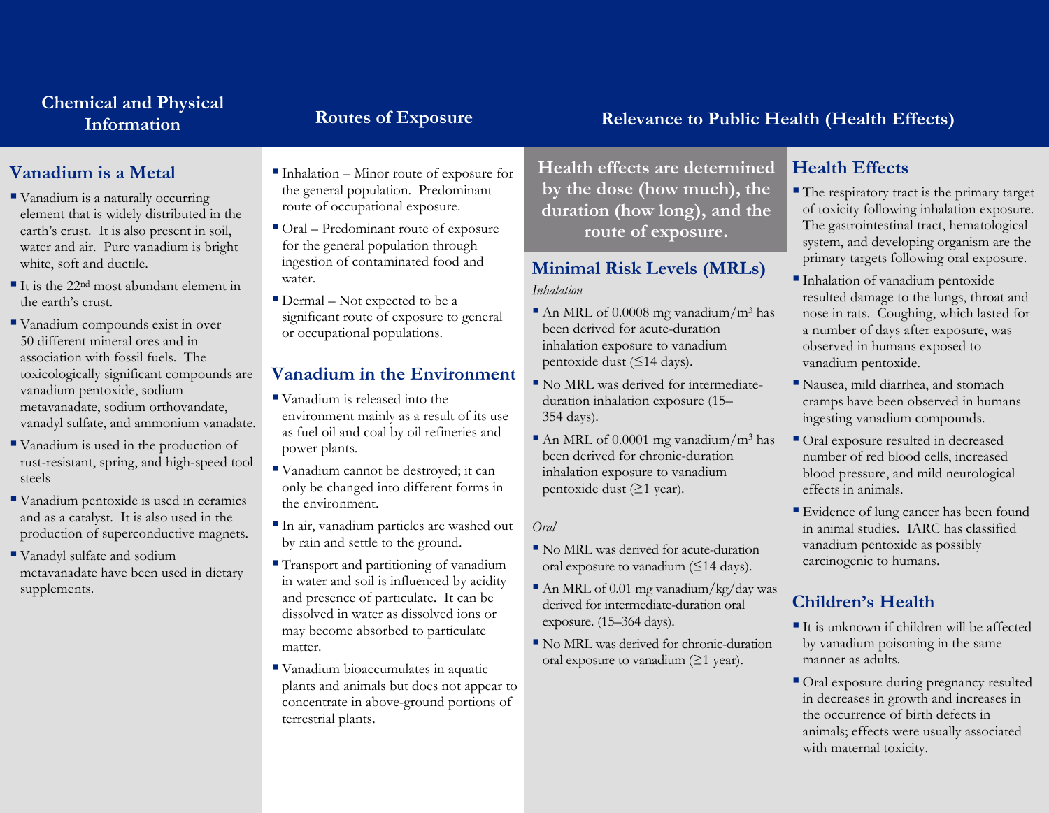## Chemical and Physical Information

### Vanadium is a Metal

- Vanadium is a naturally occurring element that is widely distributed in the earth's crust. It is also present in soil, water and air. Pure vanadium is bright white, soft and ductile.
- It is the 22nd most abundant element in the earth's crust.
- Vanadium compounds exist in over 50 different mineral ores and in association with fossil fuels. The toxicologically significant compounds are vanadium pentoxide, sodium metavanadate, sodium orthovandate, vanadyl sulfate, and ammonium vanadate.
- Vanadium is used in the production of rust-resistant, spring, and high-speed tool steels
- Vanadium pentoxide is used in ceramics and as a catalyst. It is also used in the production of superconductive magnets.
- Vanadyl sulfate and sodium metavanadate have been used in dietary supplements.

## Routes of Exposure

- Inhalation – Minor route of exposure for the general population. Predominant route of occupational exposure.
- Oral – Predominant route of exposure for the general population through ingestion of contaminated food and water.
- Dermal – Not expected to be a significant route of exposure to general or occupational populations.

### Vanadium in the Environment

- Vanadium is released into the environment mainly as a result of its use as fuel oil and coal by oil refineries and power plants.
- Vanadium cannot be destroyed; it can only be changed into different forms in the environment.
- In air, vanadium particles are washed out by rain and settle to the ground.
- Transport and partitioning of vanadium in water and soil is influenced by acidity and presence of particulate. It can be dissolved in water as dissolved ions or may become absorbed to particulate matter.
- Vanadium bioaccumulates in aquatic plants and animals but does not appear to concentrate in above-ground portions of terrestrial plants.

## Relevance to Public Health (Health Effects)

**Health effects are determined by the dose (how much), the duration (how long), and the route of exposure.**

### Minimal Risk Levels (MRLs)

*Inhalation*

- An MRL of 0.0008 mg vanadium/m$^3$ has been derived for acute-duration inhalation exposure to vanadium pentoxide dust (≤14 days).
- No MRL was derived for intermediate-duration inhalation exposure (15–354 days).
- An MRL of 0.0001 mg vanadium/m$^3$ has been derived for chronic-duration inhalation exposure to vanadium pentoxide dust (≥1 year).

*Oral*

- No MRL was derived for acute-duration oral exposure to vanadium (≤14 days).
- An MRL of 0.01 mg vanadium/kg/day was derived for intermediate-duration oral exposure. (15–364 days).
- No MRL was derived for chronic-duration oral exposure to vanadium (≥1 year).

### Health Effects

- The respiratory tract is the primary target of toxicity following inhalation exposure. The gastrointestinal tract, hematological system, and developing organism are the primary targets following oral exposure.
- Inhalation of vanadium pentoxide resulted damage to the lungs, throat and nose in rats. Coughing, which lasted for a number of days after exposure, was observed in humans exposed to vanadium pentoxide.
- Nausea, mild diarrhea, and stomach cramps have been observed in humans ingesting vanadium compounds.
- Oral exposure resulted in decreased number of red blood cells, increased blood pressure, and mild neurological effects in animals.
- Evidence of lung cancer has been found in animal studies. IARC has classified vanadium pentoxide as possibly carcinogenic to humans.

### Children's Health

- It is unknown if children will be affected by vanadium poisoning in the same manner as adults.
- Oral exposure during pregnancy resulted in decreases in growth and increases in the occurrence of birth defects in animals; effects were usually associated with maternal toxicity.